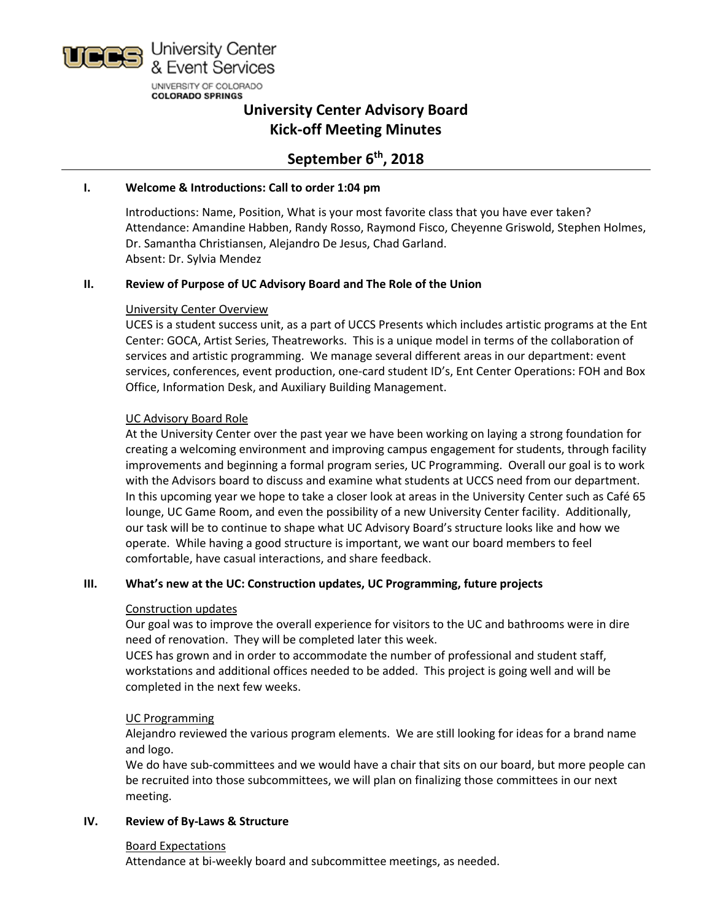UCCS University Center & Event Services
UNIVERSITY OF COLORADO COLORADO SPRINGS

# University Center Advisory Board
# Kick-off Meeting Minutes

## September 6th, 2018

### I. Welcome & Introductions: Call to order 1:04 pm

Introductions: Name, Position, What is your most favorite class that you have ever taken?
Attendance: Amandine Habben, Randy Rosso, Raymond Fisco, Cheyenne Griswold, Stephen Holmes, Dr. Samantha Christiansen, Alejandro De Jesus, Chad Garland.
Absent: Dr. Sylvia Mendez

### II. Review of Purpose of UC Advisory Board and The Role of the Union

University Center Overview

UCES is a student success unit, as a part of UCCS Presents which includes artistic programs at the Ent Center: GOCA, Artist Series, Theatreworks. This is a unique model in terms of the collaboration of services and artistic programming. We manage several different areas in our department: event services, conferences, event production, one-card student ID's, Ent Center Operations: FOH and Box Office, Information Desk, and Auxiliary Building Management.

UC Advisory Board Role

At the University Center over the past year we have been working on laying a strong foundation for creating a welcoming environment and improving campus engagement for students, through facility improvements and beginning a formal program series, UC Programming. Overall our goal is to work with the Advisors board to discuss and examine what students at UCCS need from our department. In this upcoming year we hope to take a closer look at areas in the University Center such as Café 65 lounge, UC Game Room, and even the possibility of a new University Center facility. Additionally, our task will be to continue to shape what UC Advisory Board's structure looks like and how we operate. While having a good structure is important, we want our board members to feel comfortable, have casual interactions, and share feedback.

### III. What's new at the UC: Construction updates, UC Programming, future projects

Construction updates

Our goal was to improve the overall experience for visitors to the UC and bathrooms were in dire need of renovation. They will be completed later this week.
UCES has grown and in order to accommodate the number of professional and student staff, workstations and additional offices needed to be added. This project is going well and will be completed in the next few weeks.

UC Programming

Alejandro reviewed the various program elements. We are still looking for ideas for a brand name and logo.
We do have sub-committees and we would have a chair that sits on our board, but more people can be recruited into those subcommittees, we will plan on finalizing those committees in our next meeting.

### IV. Review of By-Laws & Structure

Board Expectations

Attendance at bi-weekly board and subcommittee meetings, as needed.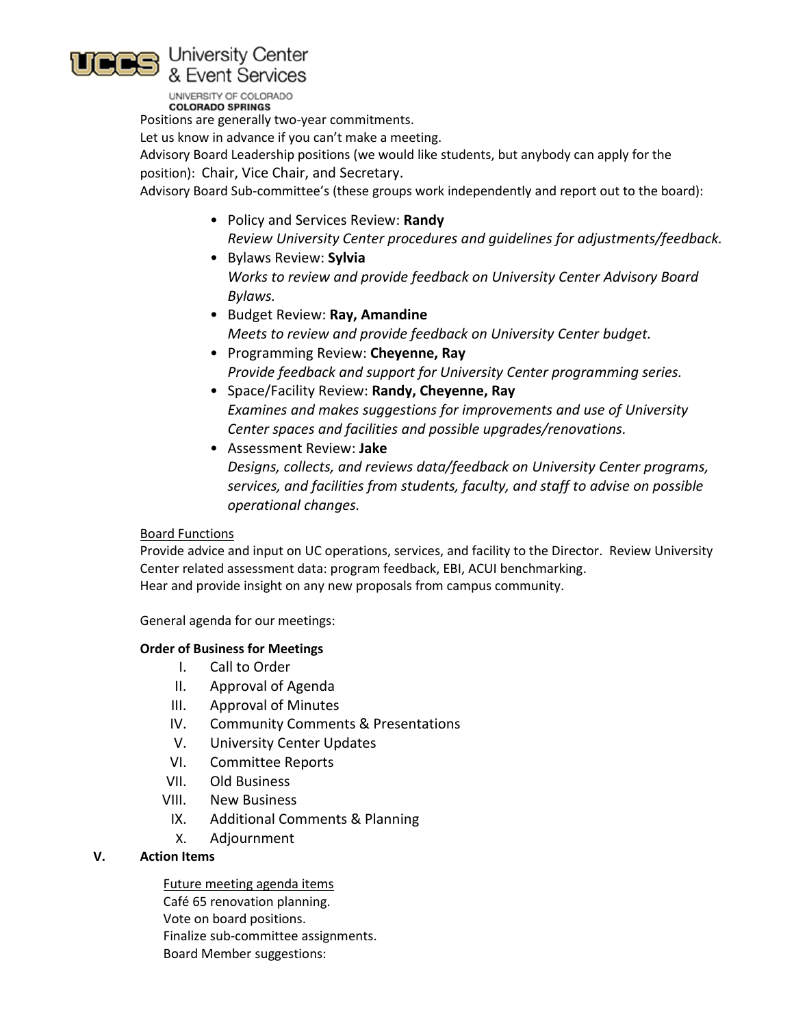Positions are generally two-year commitments.
Let us know in advance if you can't make a meeting.
Advisory Board Leadership positions (we would like students, but anybody can apply for the position): Chair, Vice Chair, and Secretary.
Advisory Board Sub-committee's (these groups work independently and report out to the board):

- Policy and Services Review: **Randy**
  *Review University Center procedures and guidelines for adjustments/feedback.*
- Bylaws Review: **Sylvia**
  *Works to review and provide feedback on University Center Advisory Board Bylaws.*
- Budget Review: **Ray, Amandine**
  *Meets to review and provide feedback on University Center budget.*
- Programming Review: **Cheyenne, Ray**
  *Provide feedback and support for University Center programming series.*
- Space/Facility Review: **Randy, Cheyenne, Ray**
  *Examines and makes suggestions for improvements and use of University Center spaces and facilities and possible upgrades/renovations.*
- Assessment Review: **Jake**
  *Designs, collects, and reviews data/feedback on University Center programs, services, and facilities from students, faculty, and staff to advise on possible operational changes.*

Board Functions
Provide advice and input on UC operations, services, and facility to the Director. Review University Center related assessment data: program feedback, EBI, ACUI benchmarking.
Hear and provide insight on any new proposals from campus community.

General agenda for our meetings:

**Order of Business for Meetings**

I. Call to Order
II. Approval of Agenda
III. Approval of Minutes
IV. Community Comments & Presentations
V. University Center Updates
VI. Committee Reports
VII. Old Business
VIII. New Business
IX. Additional Comments & Planning
X. Adjournment

**V. Action Items**

Future meeting agenda items
Café 65 renovation planning.
Vote on board positions.
Finalize sub-committee assignments.
Board Member suggestions: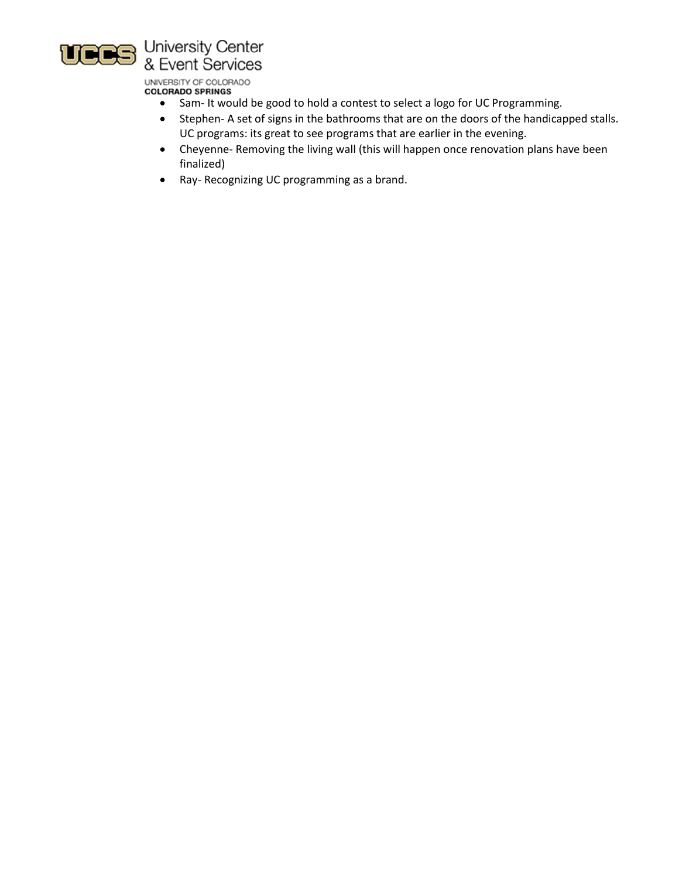- Sam- It would be good to hold a contest to select a logo for UC Programming.
- Stephen- A set of signs in the bathrooms that are on the doors of the handicapped stalls. UC programs: its great to see programs that are earlier in the evening.
- Cheyenne- Removing the living wall (this will happen once renovation plans have been finalized)
- Ray- Recognizing UC programming as a brand.